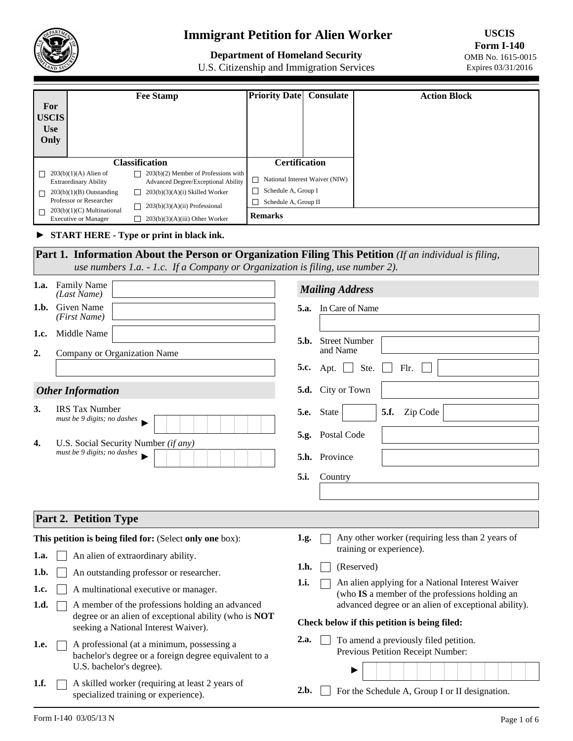# Immigrant Petition for Alien Worker

**Department of Homeland Security**
U.S. Citizenship and Immigration Services

**USCIS Form I-140**
OMB No. 1615-0015
Expires 03/31/2016

| For USCIS Use Only | Fee Stamp | Priority Date | Consulate | Action Block |
|---|---|---|---|---|
| | | | | |

**Classification**

- ☐ 203(b)(1)(A) Alien of Extraordinary Ability
- ☐ 203(b)(1)(B) Outstanding Professor or Researcher
- ☐ 203(b)(1)(C) Multinational Executive or Manager
- ☐ 203(b)(2) Member of Professions with Advanced Degree/Exceptional Ability
- ☐ 203(b)(3)(A)(i) Skilled Worker
- ☐ 203(b)(3)(A)(ii) Professional
- ☐ 203(b)(3)(A)(iii) Other Worker

**Certification**

- ☐ National Interest Waiver (NIW)
- ☐ Schedule A, Group I
- ☐ Schedule A, Group II

**Remarks**

► **START HERE - Type or print in black ink.**

## Part 1. Information About the Person or Organization Filing This Petition *(If an individual is filing, use numbers 1.a. - 1.c. If a Company or Organization is filing, use number 2).*

**1.a.** Family Name *(Last Name)* ____________

**1.b.** Given Name *(First Name)* ____________

**1.c.** Middle Name ____________

**2.** Company or Organization Name ____________

### *Other Information*

**3.** IRS Tax Number *must be 9 digits; no dashes* ► ____________

**4.** U.S. Social Security Number *(if any) must be 9 digits; no dashes* ► ____________

### *Mailing Address*

**5.a.** In Care of Name ____________

**5.b.** Street Number and Name ____________

**5.c.** Apt. ☐ Ste. ☐ Flr. ☐ ____________

**5.d.** City or Town ____________

**5.e.** State ____ **5.f.** Zip Code ____________

**5.g.** Postal Code ____________

**5.h.** Province ____________

**5.i.** Country ____________

## Part 2. Petition Type

**This petition is being filed for:** (Select **only one** box):

**1.a.** ☐ An alien of extraordinary ability.

**1.b.** ☐ An outstanding professor or researcher.

**1.c.** ☐ A multinational executive or manager.

**1.d.** ☐ A member of the professions holding an advanced degree or an alien of exceptional ability (who is **NOT** seeking a National Interest Waiver).

**1.e.** ☐ A professional (at a minimum, possessing a bachelor's degree or a foreign degree equivalent to a U.S. bachelor's degree).

**1.f.** ☐ A skilled worker (requiring at least 2 years of specialized training or experience).

**1.g.** ☐ Any other worker (requiring less than 2 years of training or experience).

**1.h.** ☐ (Reserved)

**1.i.** ☐ An alien applying for a National Interest Waiver (who **IS** a member of the professions holding an advanced degree or an alien of exceptional ability).

**Check below if this petition is being filed:**

**2.a.** ☐ To amend a previously filed petition. Previous Petition Receipt Number: ► ____________

**2.b.** ☐ For the Schedule A, Group I or II designation.

Form I-140 03/05/13 N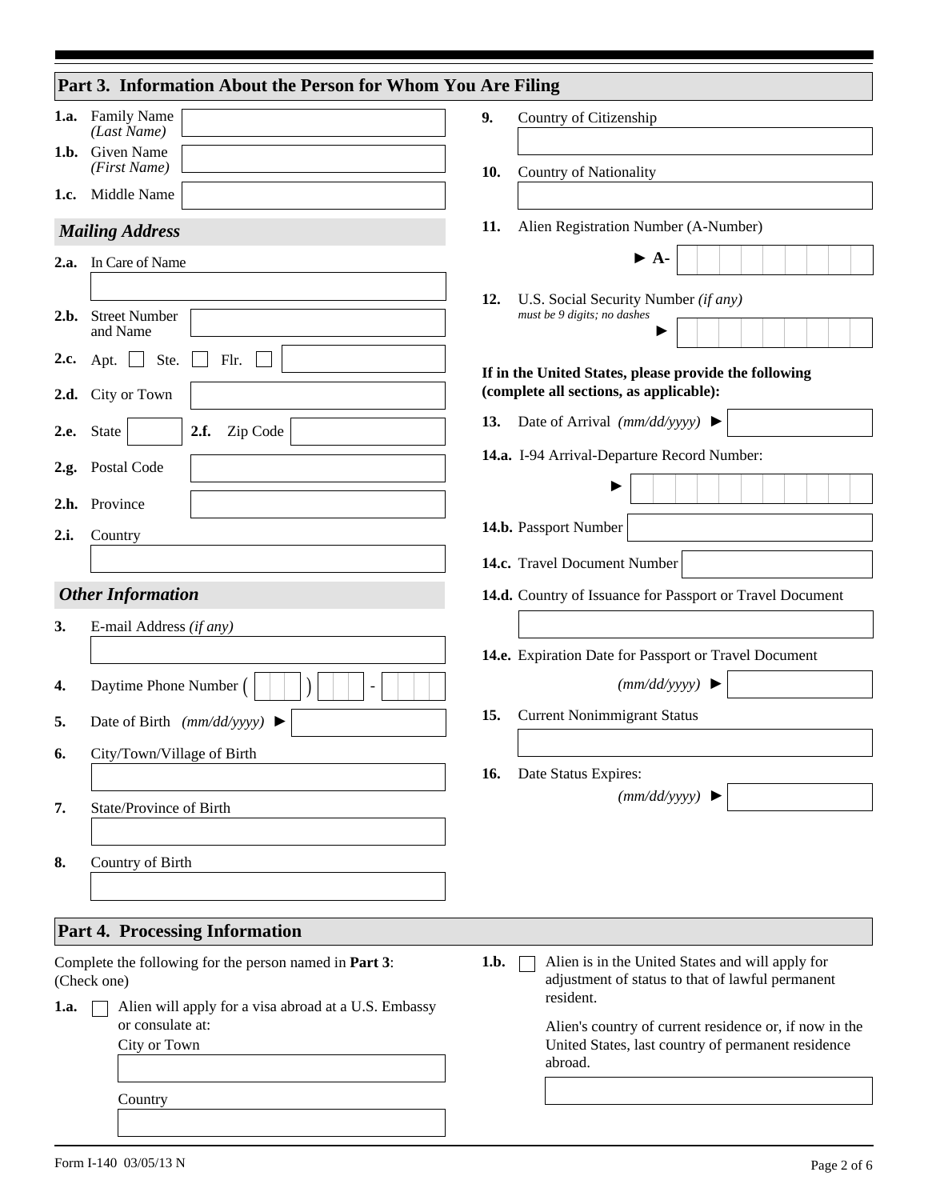## Part 3. Information About the Person for Whom You Are Filing

**1.a.** Family Name *(Last Name)*

**1.b.** Given Name *(First Name)*

**1.c.** Middle Name

### *Mailing Address*

**2.a.** In Care of Name

**2.b.** Street Number and Name

**2.c.** Apt. ☐ Ste. ☐ Flr. ☐

**2.d.** City or Town

**2.e.** State **2.f.** Zip Code

**2.g.** Postal Code

**2.h.** Province

**2.i.** Country

### *Other Information*

**3.** E-mail Address *(if any)*

**4.** Daytime Phone Number ( ) -

**5.** Date of Birth *(mm/dd/yyyy)* ►

**6.** City/Town/Village of Birth

**7.** State/Province of Birth

**8.** Country of Birth

**9.** Country of Citizenship

**10.** Country of Nationality

**11.** Alien Registration Number (A-Number)

► **A-**

**12.** U.S. Social Security Number *(if any)*
*must be 9 digits; no dashes*

►

**If in the United States, please provide the following (complete all sections, as applicable):**

**13.** Date of Arrival *(mm/dd/yyyy)* ►

**14.a.** I-94 Arrival-Departure Record Number:

►

**14.b.** Passport Number

**14.c.** Travel Document Number

**14.d.** Country of Issuance for Passport or Travel Document

**14.e.** Expiration Date for Passport or Travel Document

*(mm/dd/yyyy)* ►

**15.** Current Nonimmigrant Status

**16.** Date Status Expires:

*(mm/dd/yyyy)* ►

## Part 4. Processing Information

Complete the following for the person named in **Part 3**: (Check one)

**1.a.** ☐ Alien will apply for a visa abroad at a U.S. Embassy or consulate at:

City or Town

Country

**1.b.** ☐ Alien is in the United States and will apply for adjustment of status to that of lawful permanent resident.

Alien's country of current residence or, if now in the United States, last country of permanent residence abroad.

Form I-140 03/05/13 N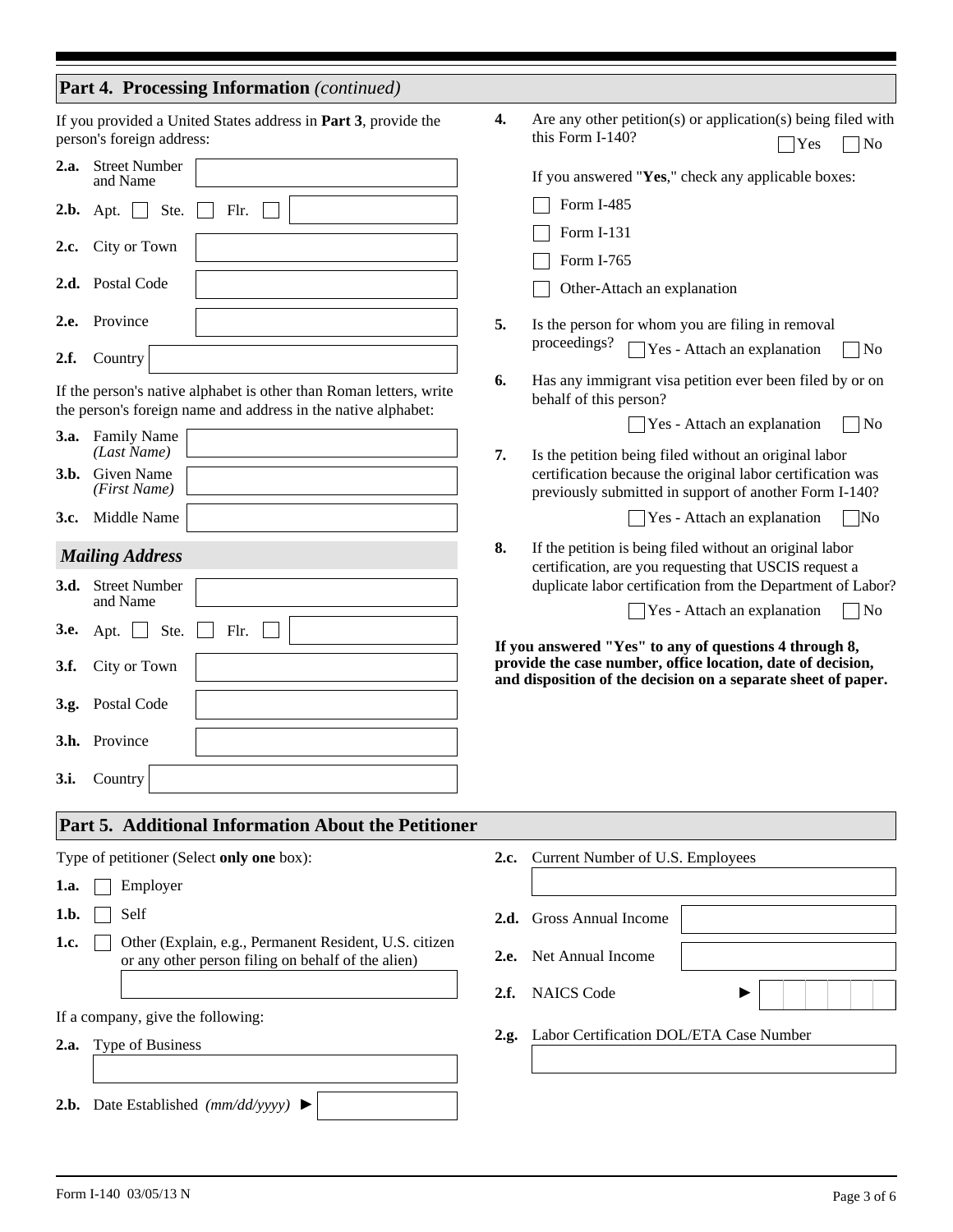## Part 4. Processing Information *(continued)*

If you provided a United States address in **Part 3**, provide the person's foreign address:

**2.a.** Street Number and Name

**2.b.** Apt. ☐ Ste. ☐ Flr. ☐

**2.c.** City or Town

**2.d.** Postal Code

**2.e.** Province

**2.f.** Country

If the person's native alphabet is other than Roman letters, write the person's foreign name and address in the native alphabet:

**3.a.** Family Name *(Last Name)*

**3.b.** Given Name *(First Name)*

**3.c.** Middle Name

### *Mailing Address*

**3.d.** Street Number and Name

**3.e.** Apt. ☐ Ste. ☐ Flr. ☐

**3.f.** City or Town

**3.g.** Postal Code

**3.h.** Province

**3.i.** Country

**4.** Are any other petition(s) or application(s) being filed with this Form I-140? ☐ Yes ☐ No

If you answered "**Yes**," check any applicable boxes:

- ☐ Form I-485
- ☐ Form I-131
- ☐ Form I-765
- ☐ Other-Attach an explanation

**5.** Is the person for whom you are filing in removal proceedings? ☐ Yes - Attach an explanation ☐ No

**6.** Has any immigrant visa petition ever been filed by or on behalf of this person? ☐ Yes - Attach an explanation ☐ No

**7.** Is the petition being filed without an original labor certification because the original labor certification was previously submitted in support of another Form I-140? ☐ Yes - Attach an explanation ☐ No

**8.** If the petition is being filed without an original labor certification, are you requesting that USCIS request a duplicate labor certification from the Department of Labor? ☐ Yes - Attach an explanation ☐ No

**If you answered "Yes" to any of questions 4 through 8, provide the case number, office location, date of decision, and disposition of the decision on a separate sheet of paper.**

## Part 5. Additional Information About the Petitioner

Type of petitioner (Select **only one** box):

**1.a.** ☐ Employer

**1.b.** ☐ Self

**1.c.** ☐ Other (Explain, e.g., Permanent Resident, U.S. citizen or any other person filing on behalf of the alien)

If a company, give the following:

**2.a.** Type of Business

**2.b.** Date Established *(mm/dd/yyyy)* ►

**2.c.** Current Number of U.S. Employees

**2.d.** Gross Annual Income

**2.e.** Net Annual Income

**2.f.** NAICS Code ►

**2.g.** Labor Certification DOL/ETA Case Number

Form I-140 03/05/13 N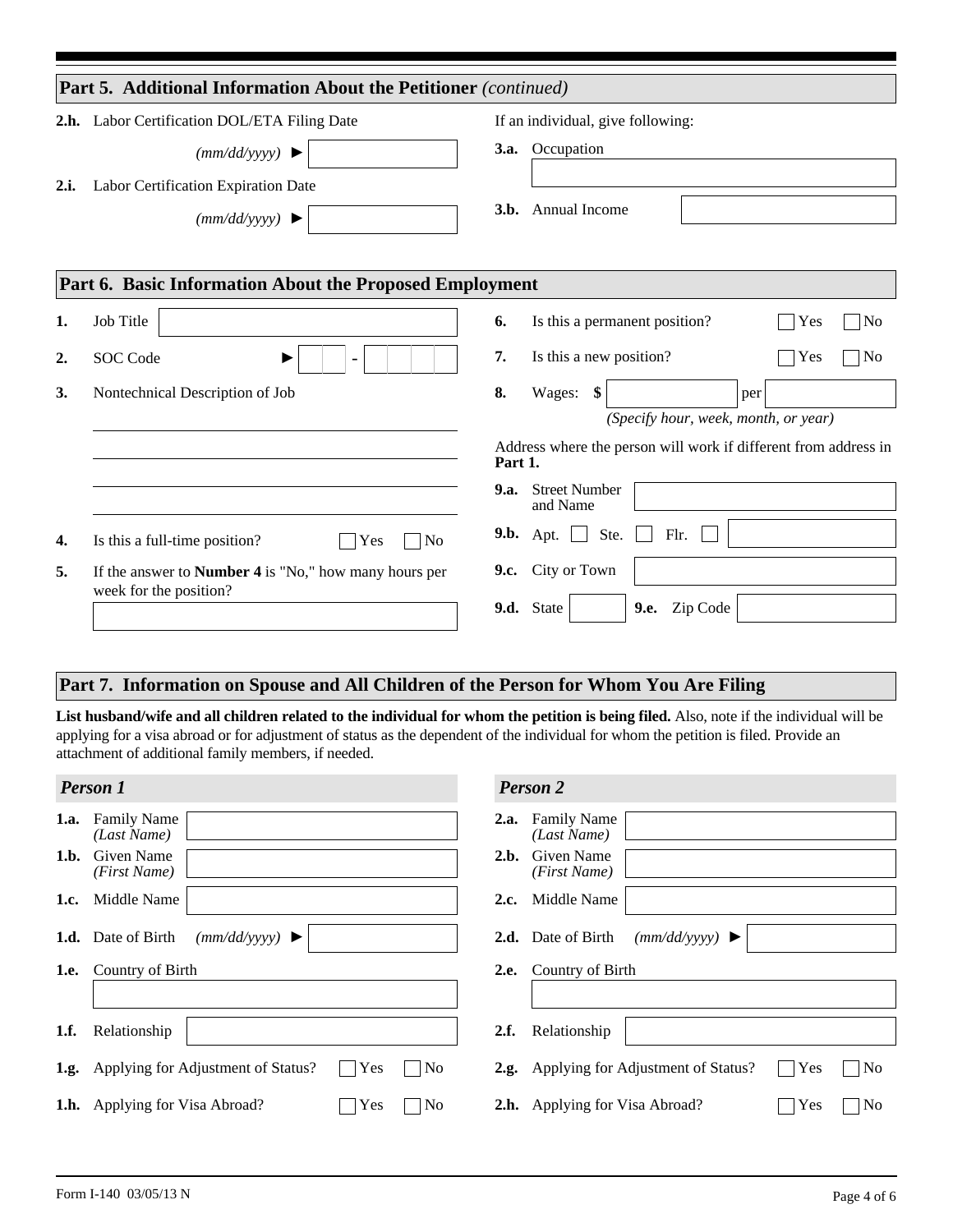## Part 5. Additional Information About the Petitioner *(continued)*

**2.h.** Labor Certification DOL/ETA Filing Date *(mm/dd/yyyy)* ►

**2.i.** Labor Certification Expiration Date *(mm/dd/yyyy)* ►

If an individual, give following:

**3.a.** Occupation

**3.b.** Annual Income

## Part 6. Basic Information About the Proposed Employment

**1.** Job Title

**2.** SOC Code ► -

**3.** Nontechnical Description of Job

**4.** Is this a full-time position? ☐ Yes ☐ No

**5.** If the answer to **Number 4** is "No," how many hours per week for the position?

**6.** Is this a permanent position? ☐ Yes ☐ No

**7.** Is this a new position? ☐ Yes ☐ No

**8.** Wages: **$** per *(Specify hour, week, month, or year)*

Address where the person will work if different from address in **Part 1.**

**9.a.** Street Number and Name

**9.b.** Apt. ☐ Ste. ☐ Flr. ☐

**9.c.** City or Town

**9.d.** State **9.e.** Zip Code

## Part 7. Information on Spouse and All Children of the Person for Whom You Are Filing

**List husband/wife and all children related to the individual for whom the petition is being filed.** Also, note if the individual will be applying for a visa abroad or for adjustment of status as the dependent of the individual for whom the petition is filed. Provide an attachment of additional family members, if needed.

### *Person 1*

**1.a.** Family Name *(Last Name)*

**1.b.** Given Name *(First Name)*

**1.c.** Middle Name

**1.d.** Date of Birth *(mm/dd/yyyy)* ►

**1.e.** Country of Birth

**1.f.** Relationship

**1.g.** Applying for Adjustment of Status? ☐ Yes ☐ No

**1.h.** Applying for Visa Abroad? ☐ Yes ☐ No

### *Person 2*

**2.a.** Family Name *(Last Name)*

**2.b.** Given Name *(First Name)*

**2.c.** Middle Name

**2.d.** Date of Birth *(mm/dd/yyyy)* ►

**2.e.** Country of Birth

**2.f.** Relationship

**2.g.** Applying for Adjustment of Status? ☐ Yes ☐ No

**2.h.** Applying for Visa Abroad? ☐ Yes ☐ No

Form I-140 03/05/13 N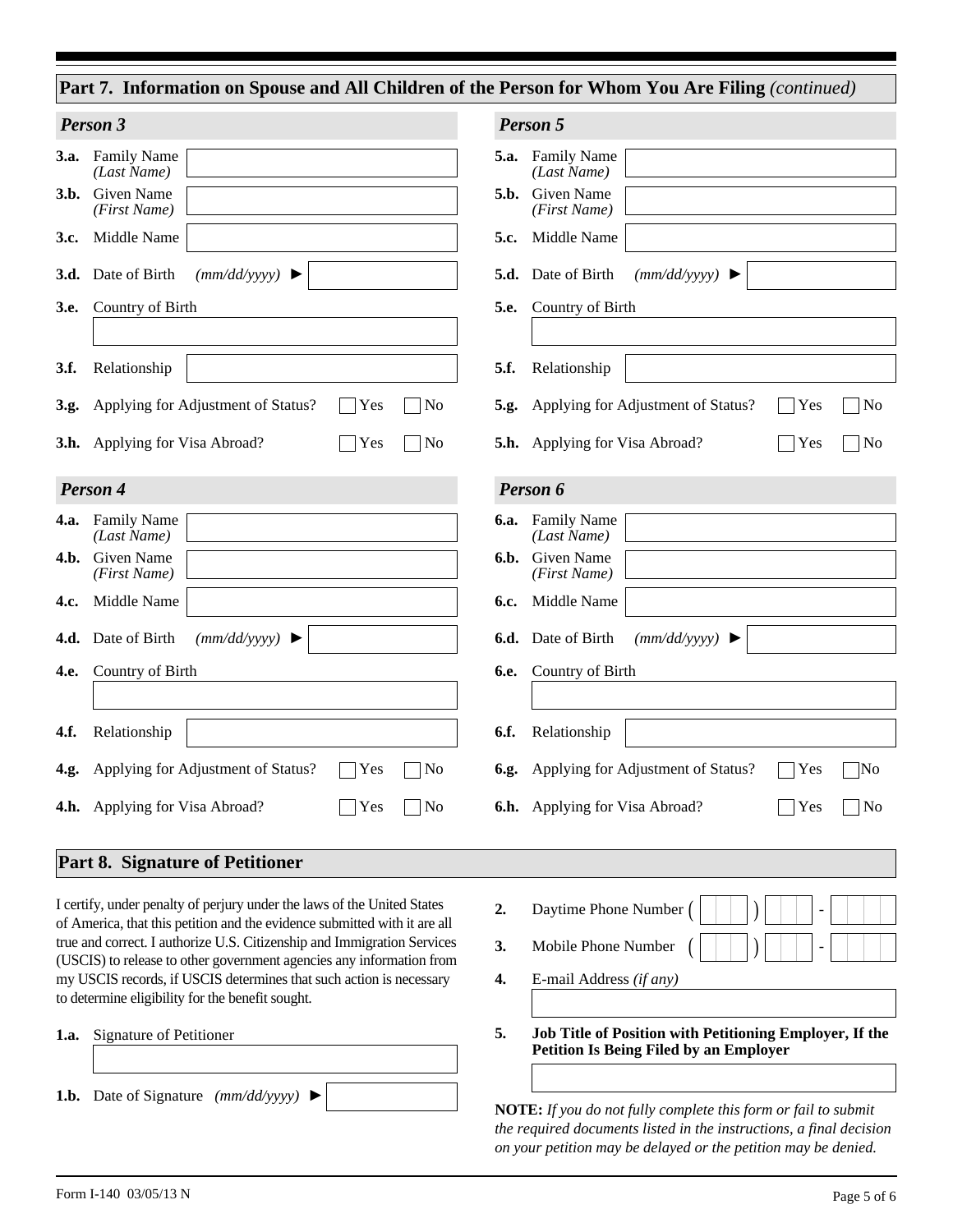## Part 7. Information on Spouse and All Children of the Person for Whom You Are Filing *(continued)*

### *Person 3*

**3.a.** Family Name *(Last Name)*

**3.b.** Given Name *(First Name)*

**3.c.** Middle Name

**3.d.** Date of Birth *(mm/dd/yyyy)* ►

**3.e.** Country of Birth

**3.f.** Relationship

**3.g.** Applying for Adjustment of Status? ☐ Yes ☐ No

**3.h.** Applying for Visa Abroad? ☐ Yes ☐ No

### *Person 4*

**4.a.** Family Name *(Last Name)*

**4.b.** Given Name *(First Name)*

**4.c.** Middle Name

**4.d.** Date of Birth *(mm/dd/yyyy)* ►

**4.e.** Country of Birth

**4.f.** Relationship

**4.g.** Applying for Adjustment of Status? ☐ Yes ☐ No

**4.h.** Applying for Visa Abroad? ☐ Yes ☐ No

### *Person 5*

**5.a.** Family Name *(Last Name)*

**5.b.** Given Name *(First Name)*

**5.c.** Middle Name

**5.d.** Date of Birth *(mm/dd/yyyy)* ►

**5.e.** Country of Birth

**5.f.** Relationship

**5.g.** Applying for Adjustment of Status? ☐ Yes ☐ No

**5.h.** Applying for Visa Abroad? ☐ Yes ☐ No

### *Person 6*

**6.a.** Family Name *(Last Name)*

**6.b.** Given Name *(First Name)*

**6.c.** Middle Name

**6.d.** Date of Birth *(mm/dd/yyyy)* ►

**6.e.** Country of Birth

**6.f.** Relationship

**6.g.** Applying for Adjustment of Status? ☐ Yes ☐ No

**6.h.** Applying for Visa Abroad? ☐ Yes ☐ No

## Part 8. Signature of Petitioner

I certify, under penalty of perjury under the laws of the United States of America, that this petition and the evidence submitted with it are all true and correct. I authorize U.S. Citizenship and Immigration Services (USCIS) to release to other government agencies any information from my USCIS records, if USCIS determines that such action is necessary to determine eligibility for the benefit sought.

**1.a.** Signature of Petitioner

**1.b.** Date of Signature *(mm/dd/yyyy)* ►

**2.** Daytime Phone Number ( ) -

**3.** Mobile Phone Number ( ) -

**4.** E-mail Address *(if any)*

**5. Job Title of Position with Petitioning Employer, If the Petition Is Being Filed by an Employer**

**NOTE:** *If you do not fully complete this form or fail to submit the required documents listed in the instructions, a final decision on your petition may be delayed or the petition may be denied.*

Form I-140 03/05/13 N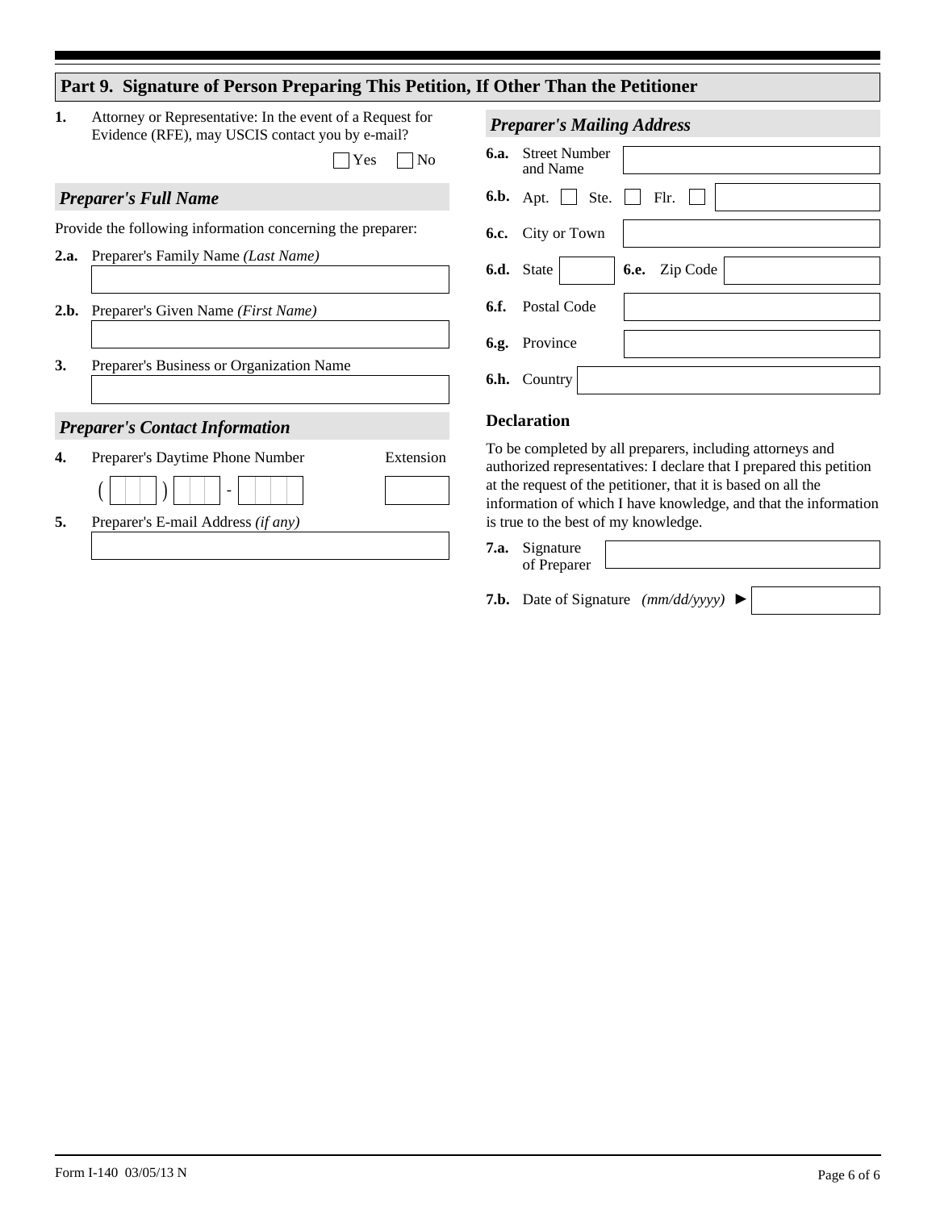## Part 9. Signature of Person Preparing This Petition, If Other Than the Petitioner

**1.** Attorney or Representative: In the event of a Request for Evidence (RFE), may USCIS contact you by e-mail?

☐ Yes ☐ No

### *Preparer's Full Name*

Provide the following information concerning the preparer:

**2.a.** Preparer's Family Name *(Last Name)*

**2.b.** Preparer's Given Name *(First Name)*

**3.** Preparer's Business or Organization Name

### *Preparer's Contact Information*

**4.** Preparer's Daytime Phone Number ( ) - Extension

**5.** Preparer's E-mail Address *(if any)*

### *Preparer's Mailing Address*

**6.a.** Street Number and Name

**6.b.** Apt. ☐ Ste. ☐ Flr. ☐

**6.c.** City or Town

**6.d.** State **6.e.** Zip Code

**6.f.** Postal Code

**6.g.** Province

**6.h.** Country

### Declaration

To be completed by all preparers, including attorneys and authorized representatives: I declare that I prepared this petition at the request of the petitioner, that it is based on all the information of which I have knowledge, and that the information is true to the best of my knowledge.

**7.a.** Signature of Preparer

**7.b.** Date of Signature *(mm/dd/yyyy)* ►

Form I-140 03/05/13 N